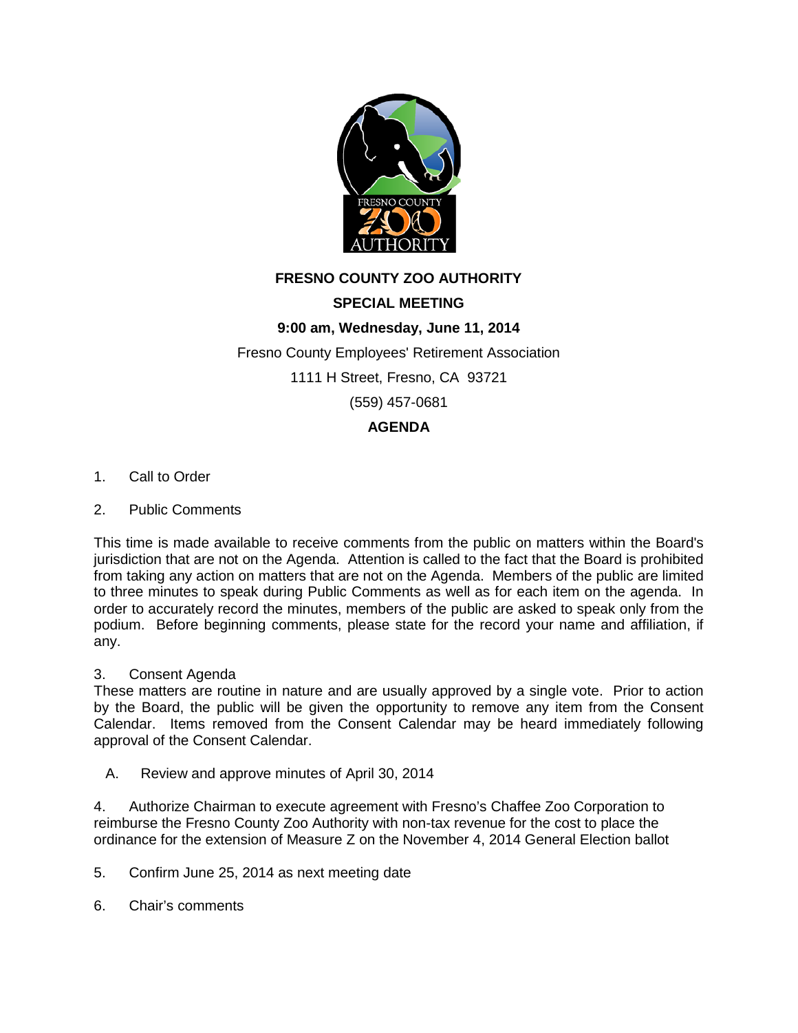**FRESNO COUNTY ZOO AUTHORITY**

**SPECIAL MEETING**

**9:00 am, Wednesday, June 11, 2014**

Fresno County Employees' Retirement Association

1111 H Street, Fresno, CA 93721

(559) 457-0681

**AGENDA**

1. Call to Order

2. Public Comments

This time is made available to receive comments from the public on matters within the Board's jurisdiction that are not on the Agenda. Attention is called to the fact that the Board is prohibited from taking any action on matters that are not on the Agenda. Members of the public are limited to three minutes to speak during Public Comments as well as for each item on the agenda. In order to accurately record the minutes, members of the public are asked to speak only from the podium. Before beginning comments, please state for the record your name and affiliation, if any.

3. Consent Agenda

These matters are routine in nature and are usually approved by a single vote. Prior to action by the Board, the public will be given the opportunity to remove any item from the Consent Calendar. Items removed from the Consent Calendar may be heard immediately following approval of the Consent Calendar.

   A. Review and approve minutes of April 30, 2014

4. Authorize Chairman to execute agreement with Fresno's Chaffee Zoo Corporation to reimburse the Fresno County Zoo Authority with non-tax revenue for the cost to place the ordinance for the extension of Measure Z on the November 4, 2014 General Election ballot

5. Confirm June 25, 2014 as next meeting date

6. Chair's comments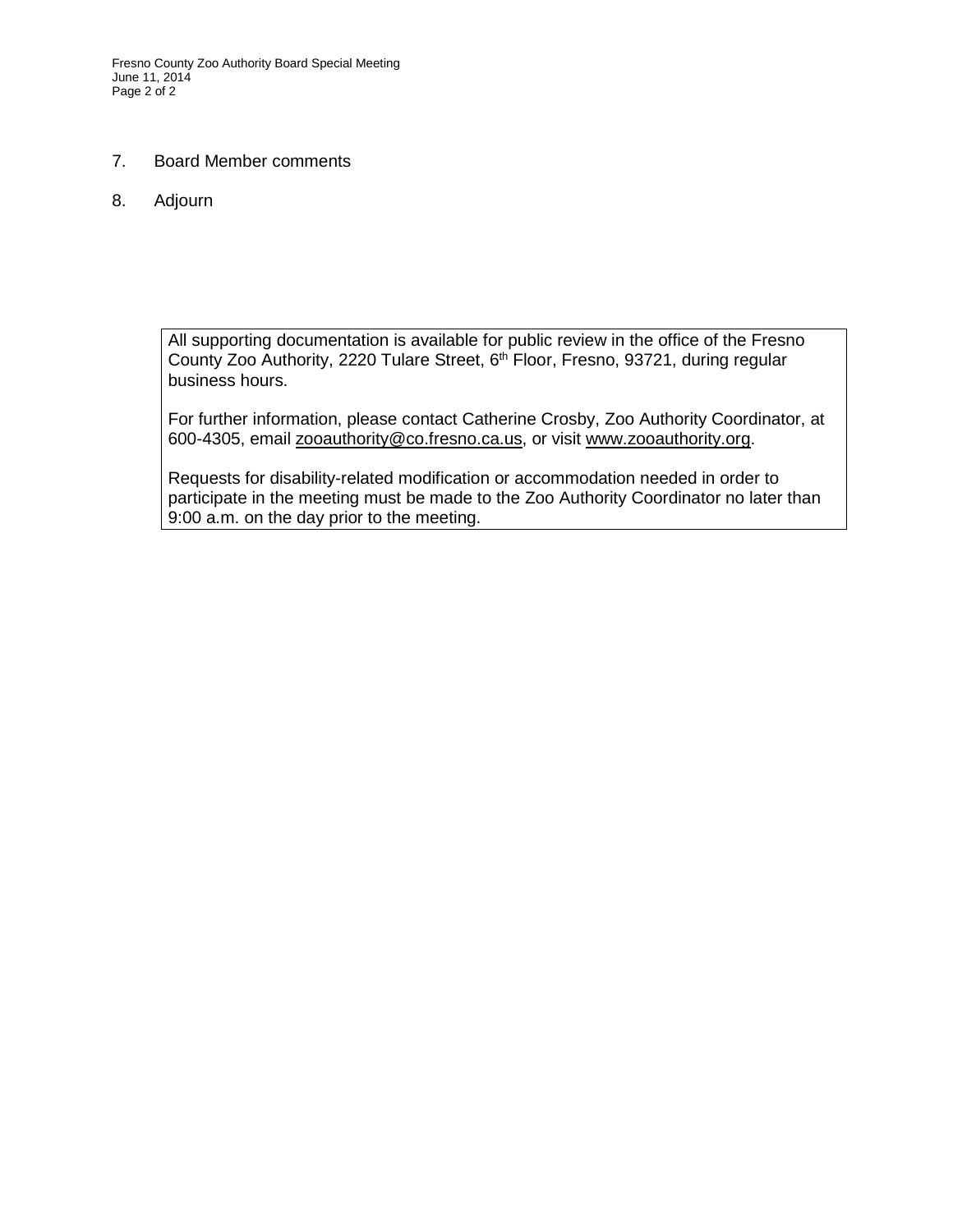7. Board Member comments

8. Adjourn

All supporting documentation is available for public review in the office of the Fresno County Zoo Authority, 2220 Tulare Street, 6th Floor, Fresno, 93721, during regular business hours.

For further information, please contact Catherine Crosby, Zoo Authority Coordinator, at 600-4305, email zooauthority@co.fresno.ca.us, or visit www.zooauthority.org.

Requests for disability-related modification or accommodation needed in order to participate in the meeting must be made to the Zoo Authority Coordinator no later than 9:00 a.m. on the day prior to the meeting.